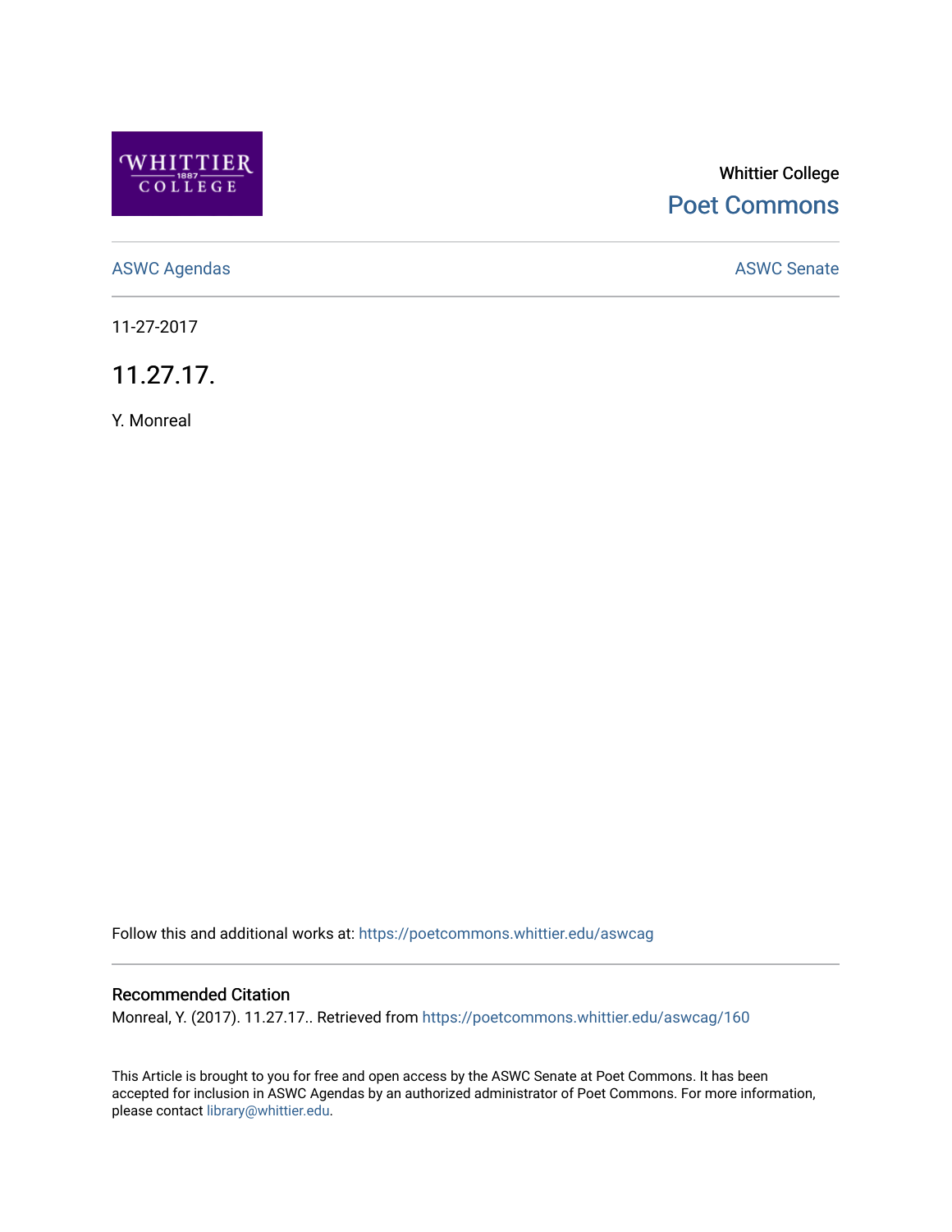Whittier College

Poet Commons

ASWC Agendas

ASWC Senate

11-27-2017

# 11.27.17.

Y. Monreal

Follow this and additional works at: https://poetcommons.whittier.edu/aswcag

### Recommended Citation

Monreal, Y. (2017). 11.27.17.. Retrieved from https://poetcommons.whittier.edu/aswcag/160

This Article is brought to you for free and open access by the ASWC Senate at Poet Commons. It has been accepted for inclusion in ASWC Agendas by an authorized administrator of Poet Commons. For more information, please contact library@whittier.edu.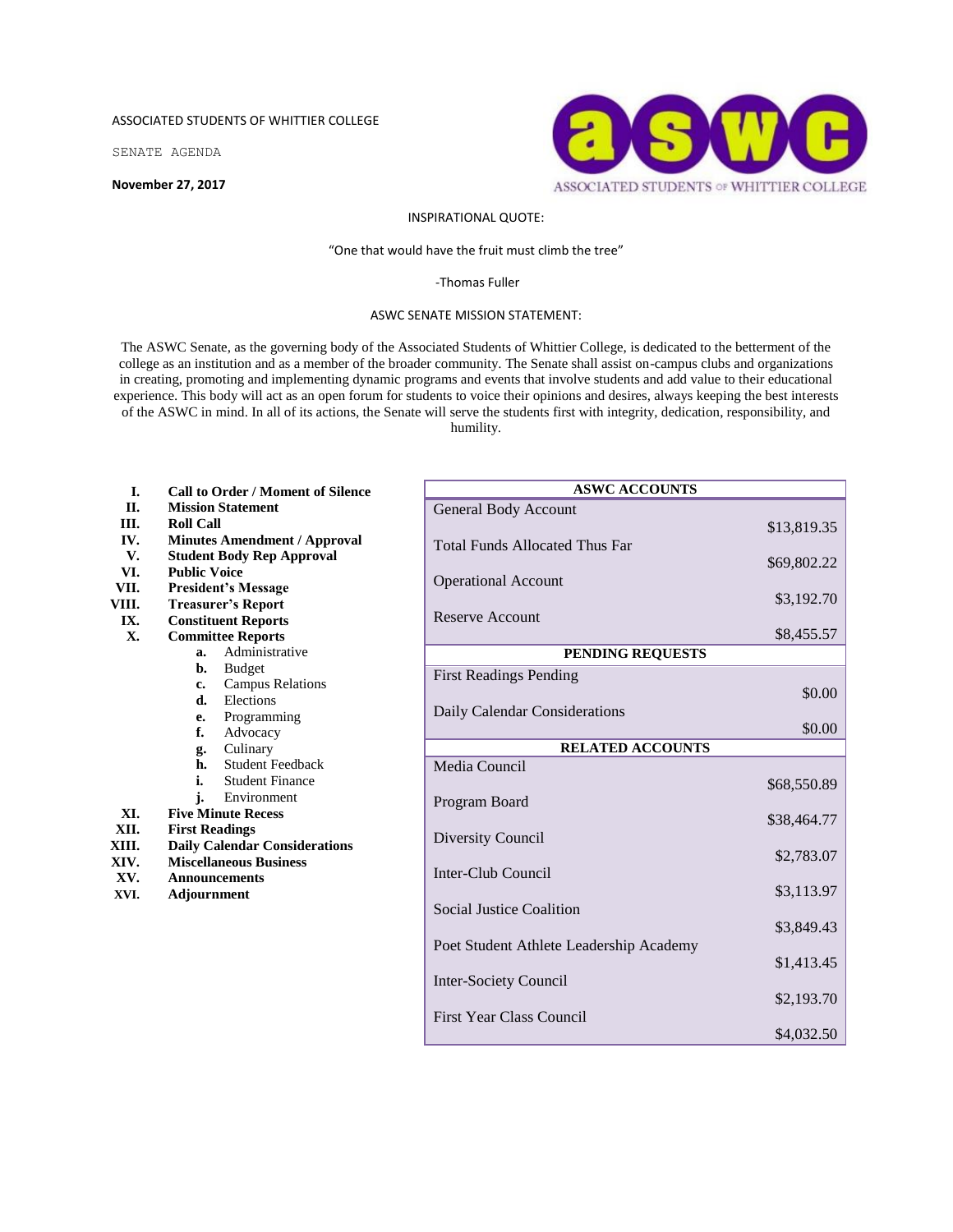ASSOCIATED STUDENTS OF WHITTIER COLLEGE

SENATE AGENDA

**November 27, 2017**

INSPIRATIONAL QUOTE:

"One that would have the fruit must climb the tree"

-Thomas Fuller

ASWC SENATE MISSION STATEMENT:

The ASWC Senate, as the governing body of the Associated Students of Whittier College, is dedicated to the betterment of the college as an institution and as a member of the broader community. The Senate shall assist on-campus clubs and organizations in creating, promoting and implementing dynamic programs and events that involve students and add value to their educational experience. This body will act as an open forum for students to voice their opinions and desires, always keeping the best interests of the ASWC in mind. In all of its actions, the Senate will serve the students first with integrity, dedication, responsibility, and humility.

I. **Call to Order / Moment of Silence**
II. **Mission Statement**
III. **Roll Call**
IV. **Minutes Amendment / Approval**
V. **Student Body Rep Approval**
VI. **Public Voice**
VII. **President's Message**
VIII. **Treasurer's Report**
IX. **Constituent Reports**
X. **Committee Reports**
   a. Administrative
   b. Budget
   c. Campus Relations
   d. Elections
   e. Programming
   f. Advocacy
   g. Culinary
   h. Student Feedback
   i. Student Finance
   j. Environment
XI. **Five Minute Recess**
XII. **First Readings**
XIII. **Daily Calendar Considerations**
XIV. **Miscellaneous Business**
XV. **Announcements**
XVI. **Adjournment**

| ASWC ACCOUNTS | |
|---|---|
| General Body Account | $13,819.35 |
| Total Funds Allocated Thus Far | $69,802.22 |
| Operational Account | $3,192.70 |
| Reserve Account | $8,455.57 |
| **PENDING REQUESTS** | |
| First Readings Pending | $0.00 |
| Daily Calendar Considerations | $0.00 |
| **RELATED ACCOUNTS** | |
| Media Council | $68,550.89 |
| Program Board | $38,464.77 |
| Diversity Council | $2,783.07 |
| Inter-Club Council | $3,113.97 |
| Social Justice Coalition | $3,849.43 |
| Poet Student Athlete Leadership Academy | $1,413.45 |
| Inter-Society Council | $2,193.70 |
| First Year Class Council | $4,032.50 |